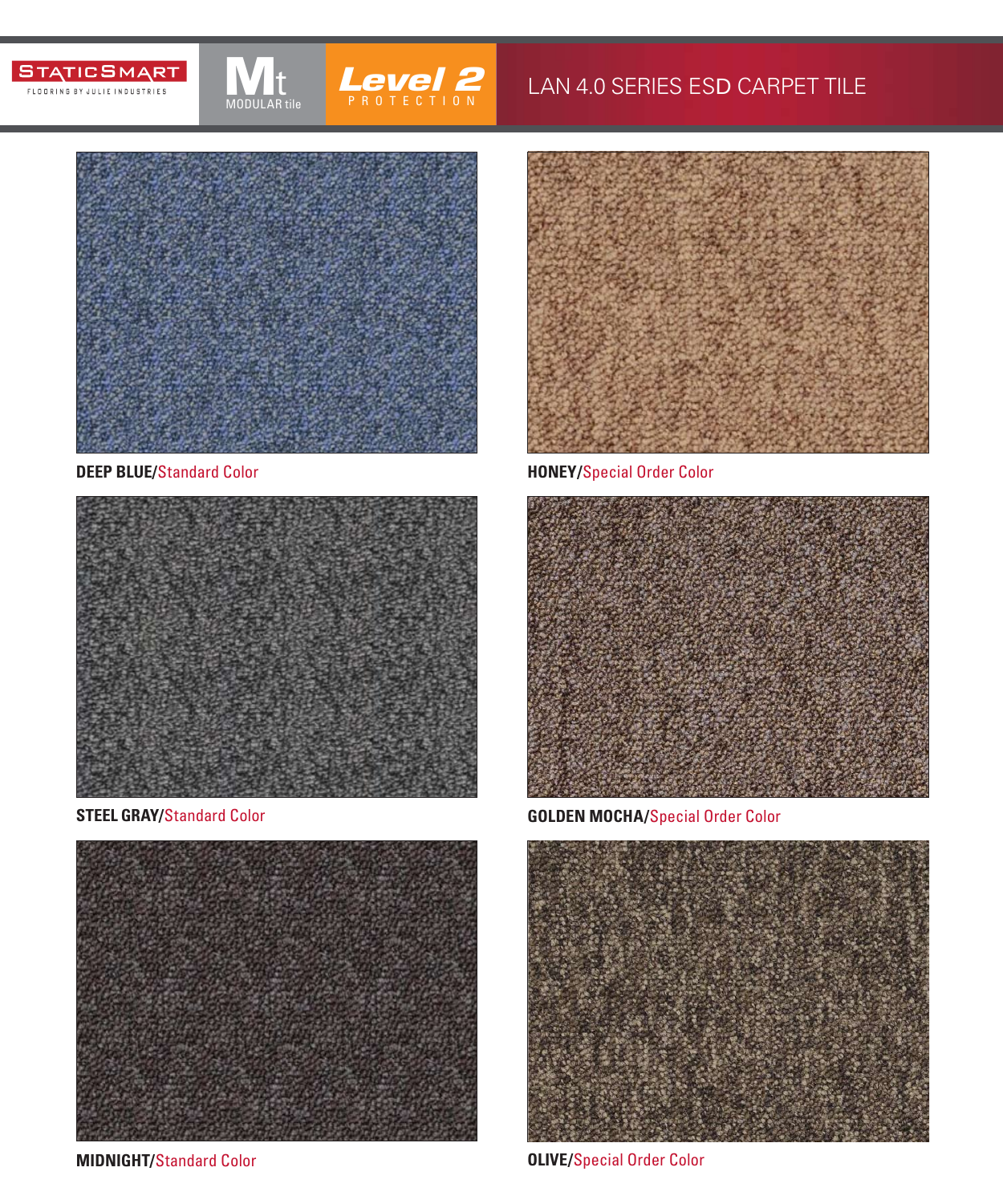STATICSMART FLOORING BY JULIE INDUSTRIES

Mt MODULAR tile

Level 2 PROTECTION

# LAN 4.0 SERIES ESD CARPET TILE

**DEEP BLUE/**Standard Color

**HONEY/**Special Order Color

**STEEL GRAY/**Standard Color

**GOLDEN MOCHA/**Special Order Color

**MIDNIGHT/**Standard Color

**OLIVE/**Special Order Color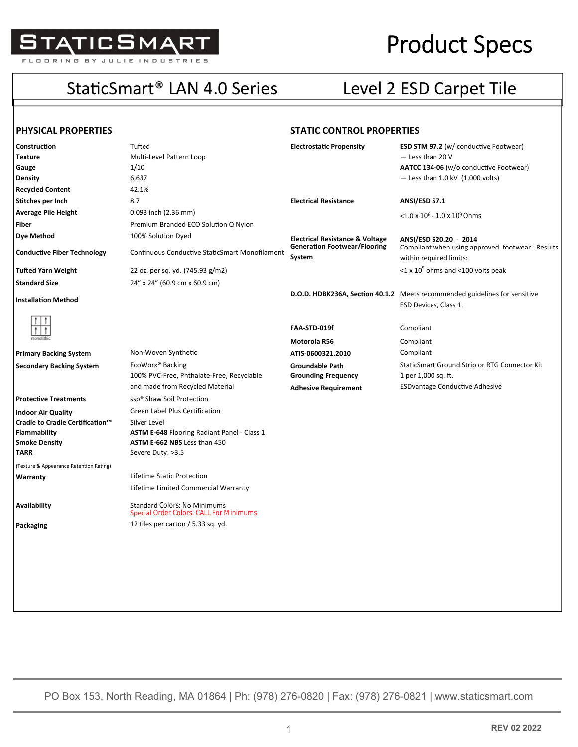# Product Specs

## StaticSmart® LAN 4.0 Series — Level 2 ESD Carpet Tile

### PHYSICAL PROPERTIES

| | |
|---|---|
| **Construction** | Tufted |
| **Texture** | Multi-Level Pattern Loop |
| **Gauge** | 1/10 |
| **Density** | 6,637 |
| **Recycled Content** | 42.1% |
| **Stitches per Inch** | 8.7 |
| **Average Pile Height** | 0.093 inch (2.36 mm) |
| **Fiber** | Premium Branded ECO Solution Q Nylon |
| **Dye Method** | 100% Solution Dyed |
| **Conductive Fiber Technology** | Continuous Conductive StaticSmart Monofilament |
| **Tufted Yarn Weight** | 22 oz. per sq. yd. (745.93 g/m2) |
| **Standard Size** | 24" x 24" (60.9 cm x 60.9 cm) |
| **Installation Method** | monolithic |
| **Primary Backing System** | Non-Woven Synthetic |
| **Secondary Backing System** | EcoWorx® Backing<br>100% PVC-Free, Phthalate-Free, Recyclable and made from Recycled Material |
| **Protective Treatments** | ssp® Shaw Soil Protection |
| **Indoor Air Quality** | Green Label Plus Certification |
| **Cradle to Cradle Certification™** | Silver Level |
| **Flammability** | **ASTM E-648** Flooring Radiant Panel - Class 1 |
| **Smoke Density** | **ASTM E-662 NBS** Less than 450 |
| **TARR** (Texture & Appearance Retention Rating) | Severe Duty: >3.5 |
| **Warranty** | Lifetime Static Protection<br>Lifetime Limited Commercial Warranty |
| **Availability** | Standard Colors: No Minimums<br>Special Order Colors: CALL For Minimums |
| **Packaging** | 12 tiles per carton / 5.33 sq. yd. |

### STATIC CONTROL PROPERTIES

| | |
|---|---|
| **Electrostatic Propensity** | **ESD STM 97.2** (w/ conductive Footwear)<br>— Less than 20 V<br>**AATCC 134-06** (w/o conductive Footwear)<br>— Less than 1.0 kV (1,000 volts) |
| **Electrical Resistance** | **ANSI/ESD S7.1**<br>$<1.0 \times 10^6$ - $1.0 \times 10^9$ Ohms |
| **Electrical Resistance & Voltage Generation Footwear/Flooring System** | **ANSI/ESD S20.20 - 2014**<br>Compliant when using approved footwear. Results within required limits:<br>$<1 \times 10^9$ ohms and <100 volts peak |
| **D.O.D. HDBK236A, Section 40.1.2** | Meets recommended guidelines for sensitive ESD Devices, Class 1. |
| **FAA-STD-019f** | Compliant |
| **Motorola R56** | Compliant |
| **ATIS-0600321.2010** | Compliant |
| **Groundable Path** | StaticSmart Ground Strip or RTG Connector Kit |
| **Grounding Frequency** | 1 per 1,000 sq. ft. |
| **Adhesive Requirement** | ESDvantage Conductive Adhesive |

PO Box 153, North Reading, MA 01864 | Ph: (978) 276-0820 | Fax: (978) 276-0821 | www.staticsmart.com

REV 02 2022